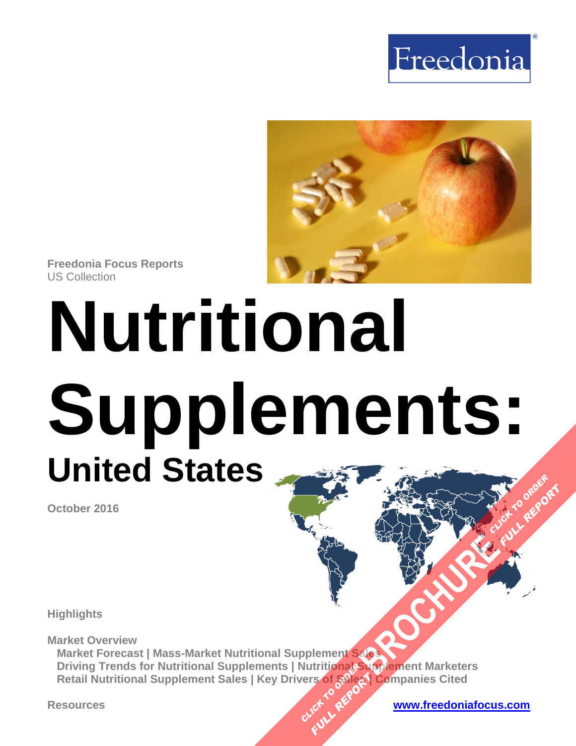Freedonia

**Freedonia Focus Reports**
US Collection

# Nutritional Supplements:

## United States

**October 2016**

**Highlights**

**Market Overview**
- **Market Forecast | Mass-Market Nutritional Supplement Sales**
- **Driving Trends for Nutritional Supplements | Nutritional Supplement Marketers**
- **Retail Nutritional Supplement Sales | Key Drivers of Sales | Companies Cited**

**Resources**

**www.freedoniafocus.com**

BROCHURE CLICK TO ORDER FULL REPORT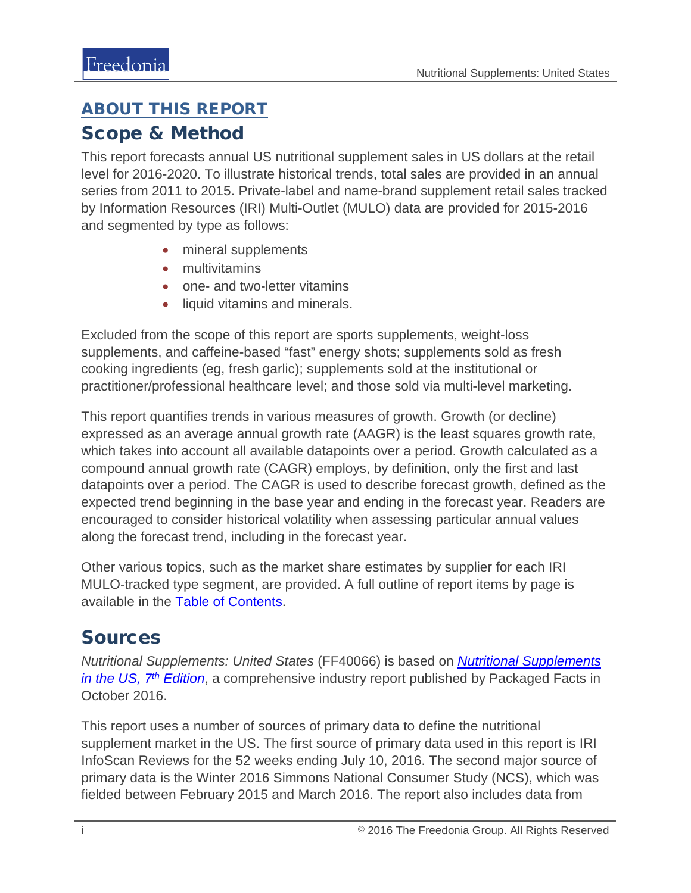## ABOUT THIS REPORT

## Scope & Method

This report forecasts annual US nutritional supplement sales in US dollars at the retail level for 2016-2020. To illustrate historical trends, total sales are provided in an annual series from 2011 to 2015. Private-label and name-brand supplement retail sales tracked by Information Resources (IRI) Multi-Outlet (MULO) data are provided for 2015-2016 and segmented by type as follows:

- mineral supplements
- multivitamins
- one- and two-letter vitamins
- liquid vitamins and minerals.

Excluded from the scope of this report are sports supplements, weight-loss supplements, and caffeine-based "fast" energy shots; supplements sold as fresh cooking ingredients (eg, fresh garlic); supplements sold at the institutional or practitioner/professional healthcare level; and those sold via multi-level marketing.

This report quantifies trends in various measures of growth. Growth (or decline) expressed as an average annual growth rate (AAGR) is the least squares growth rate, which takes into account all available datapoints over a period. Growth calculated as a compound annual growth rate (CAGR) employs, by definition, only the first and last datapoints over a period. The CAGR is used to describe forecast growth, defined as the expected trend beginning in the base year and ending in the forecast year. Readers are encouraged to consider historical volatility when assessing particular annual values along the forecast trend, including in the forecast year.

Other various topics, such as the market share estimates by supplier for each IRI MULO-tracked type segment, are provided. A full outline of report items by page is available in the Table of Contents.

## Sources

*Nutritional Supplements: United States* (FF40066) is based on ***Nutritional Supplements in the US, 7th Edition***, a comprehensive industry report published by Packaged Facts in October 2016.

This report uses a number of sources of primary data to define the nutritional supplement market in the US. The first source of primary data used in this report is IRI InfoScan Reviews for the 52 weeks ending July 10, 2016. The second major source of primary data is the Winter 2016 Simmons National Consumer Study (NCS), which was fielded between February 2015 and March 2016. The report also includes data from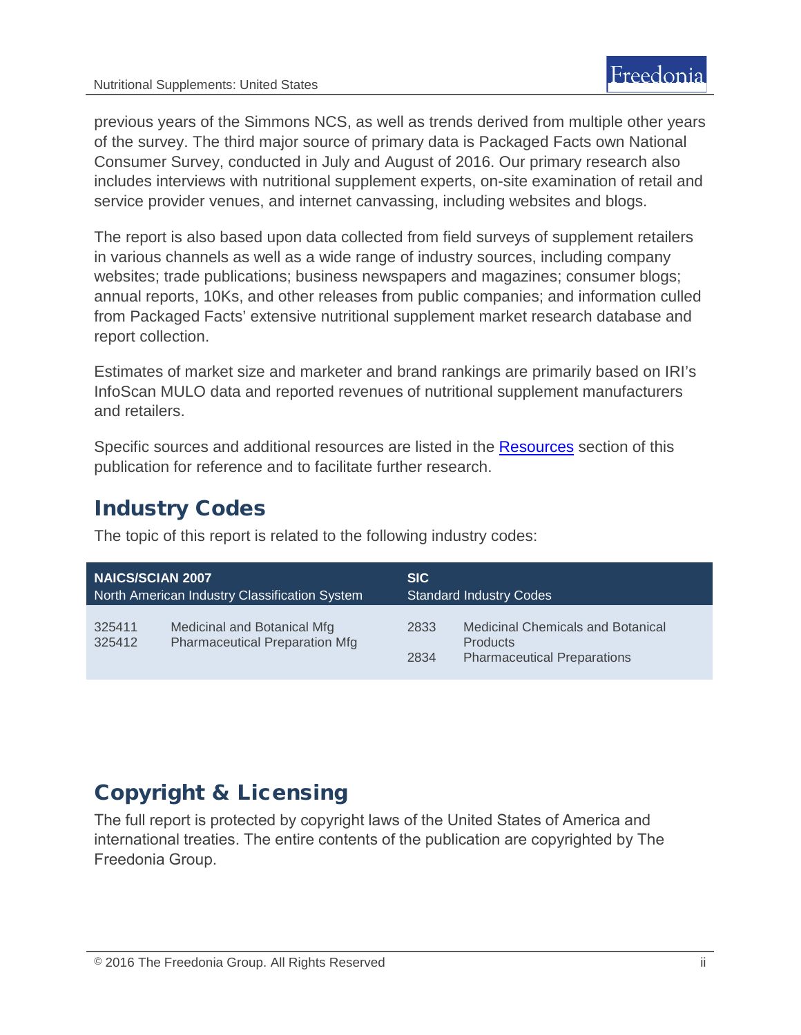previous years of the Simmons NCS, as well as trends derived from multiple other years of the survey. The third major source of primary data is Packaged Facts own National Consumer Survey, conducted in July and August of 2016. Our primary research also includes interviews with nutritional supplement experts, on-site examination of retail and service provider venues, and internet canvassing, including websites and blogs.

The report is also based upon data collected from field surveys of supplement retailers in various channels as well as a wide range of industry sources, including company websites; trade publications; business newspapers and magazines; consumer blogs; annual reports, 10Ks, and other releases from public companies; and information culled from Packaged Facts' extensive nutritional supplement market research database and report collection.

Estimates of market size and marketer and brand rankings are primarily based on IRI's InfoScan MULO data and reported revenues of nutritional supplement manufacturers and retailers.

Specific sources and additional resources are listed in the Resources section of this publication for reference and to facilitate further research.

## Industry Codes

The topic of this report is related to the following industry codes:

| NAICS/SCIAN 2007 North American Industry Classification System | | SIC Standard Industry Codes | |
|---|---|---|---|
| 325411 | Medicinal and Botanical Mfg | 2833 | Medicinal Chemicals and Botanical Products |
| 325412 | Pharmaceutical Preparation Mfg | 2834 | Pharmaceutical Preparations |

## Copyright & Licensing

The full report is protected by copyright laws of the United States of America and international treaties. The entire contents of the publication are copyrighted by The Freedonia Group.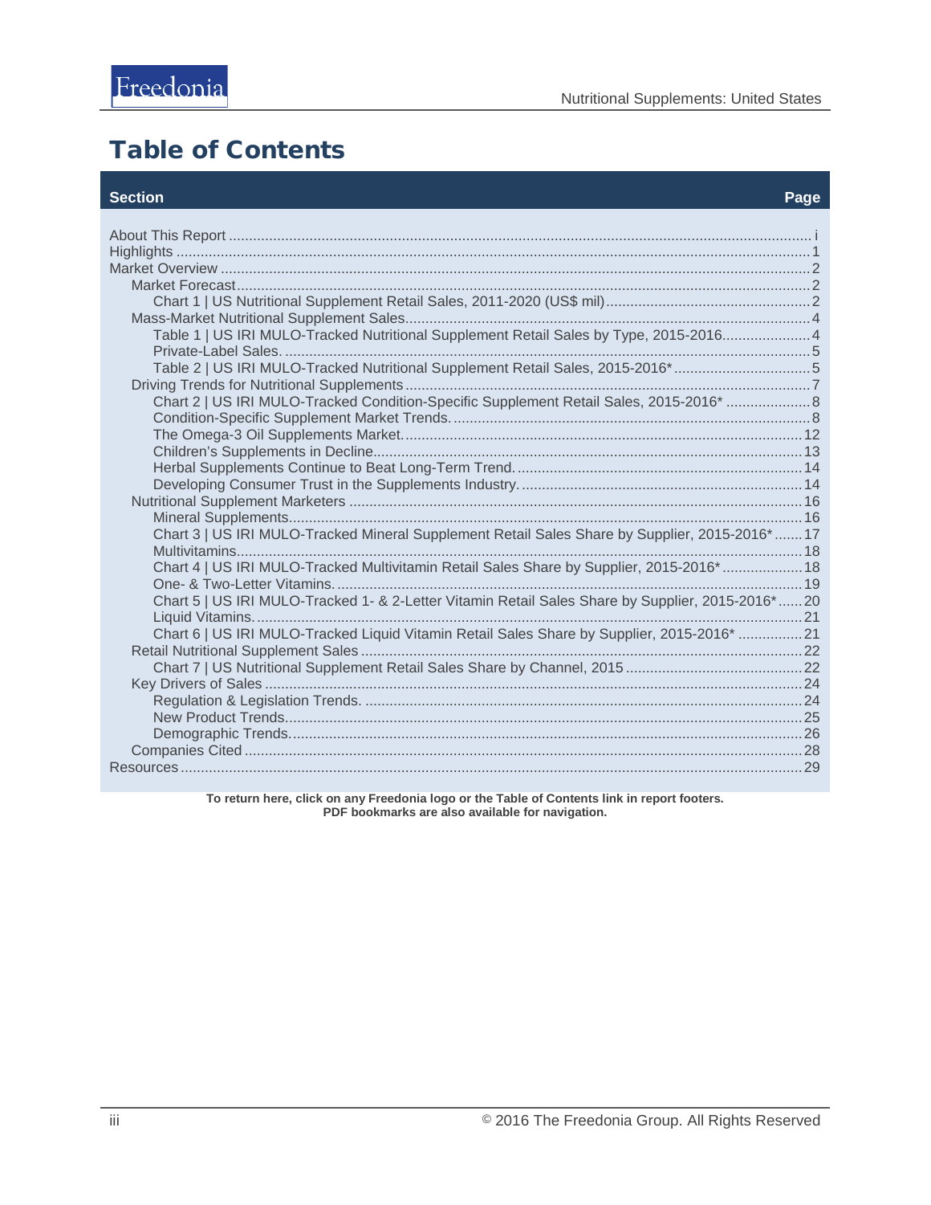# Table of Contents

| Section | Page |
|---|---|
| About This Report | i |
| Highlights | 1 |
| Market Overview | 2 |
| Market Forecast | 2 |
| Chart 1 \| US Nutritional Supplement Retail Sales, 2011-2020 (US$ mil) | 2 |
| Mass-Market Nutritional Supplement Sales | 4 |
| Table 1 \| US IRI MULO-Tracked Nutritional Supplement Retail Sales by Type, 2015-2016 | 4 |
| Private-Label Sales. | 5 |
| Table 2 \| US IRI MULO-Tracked Nutritional Supplement Retail Sales, 2015-2016* | 5 |
| Driving Trends for Nutritional Supplements | 7 |
| Chart 2 \| US IRI MULO-Tracked Condition-Specific Supplement Retail Sales, 2015-2016* | 8 |
| Condition-Specific Supplement Market Trends. | 8 |
| The Omega-3 Oil Supplements Market. | 12 |
| Children's Supplements in Decline. | 13 |
| Herbal Supplements Continue to Beat Long-Term Trend. | 14 |
| Developing Consumer Trust in the Supplements Industry. | 14 |
| Nutritional Supplement Marketers | 16 |
| Mineral Supplements. | 16 |
| Chart 3 \| US IRI MULO-Tracked Mineral Supplement Retail Sales Share by Supplier, 2015-2016* | 17 |
| Multivitamins. | 18 |
| Chart 4 \| US IRI MULO-Tracked Multivitamin Retail Sales Share by Supplier, 2015-2016* | 18 |
| One- & Two-Letter Vitamins. | 19 |
| Chart 5 \| US IRI MULO-Tracked 1- & 2-Letter Vitamin Retail Sales Share by Supplier, 2015-2016* | 20 |
| Liquid Vitamins. | 21 |
| Chart 6 \| US IRI MULO-Tracked Liquid Vitamin Retail Sales Share by Supplier, 2015-2016* | 21 |
| Retail Nutritional Supplement Sales | 22 |
| Chart 7 \| US Nutritional Supplement Retail Sales Share by Channel, 2015 | 22 |
| Key Drivers of Sales | 24 |
| Regulation & Legislation Trends. | 24 |
| New Product Trends. | 25 |
| Demographic Trends. | 26 |
| Companies Cited | 28 |
| Resources | 29 |

**To return here, click on any Freedonia logo or the Table of Contents link in report footers.**
**PDF bookmarks are also available for navigation.**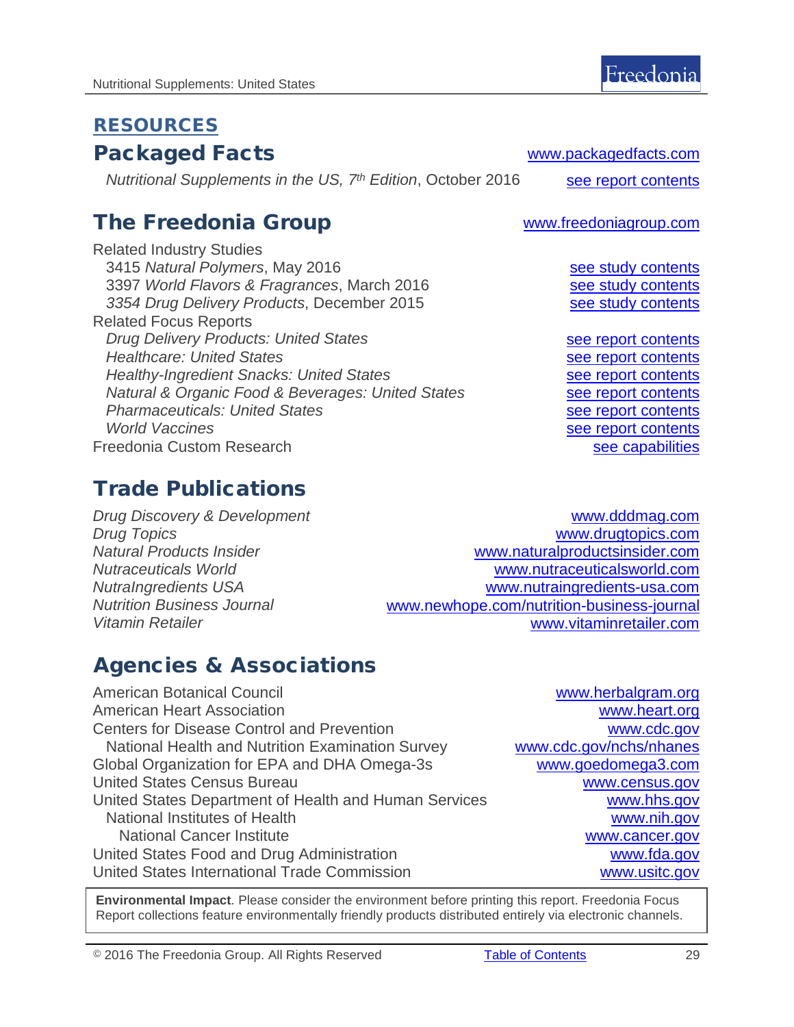# RESOURCES

## Packaged Facts

www.packagedfacts.com

*Nutritional Supplements in the US, 7th Edition*, October 2016 — see report contents

## The Freedonia Group

www.freedoniagroup.com

Related Industry Studies

- 3415 *Natural Polymers*, May 2016 — see study contents
- 3397 *World Flavors & Fragrances*, March 2016 — see study contents
- *3354 Drug Delivery Products*, December 2015 — see study contents

Related Focus Reports

- *Drug Delivery Products: United States* — see report contents
- *Healthcare: United States* — see report contents
- *Healthy-Ingredient Snacks: United States* — see report contents
- *Natural & Organic Food & Beverages: United States* — see report contents
- *Pharmaceuticals: United States* — see report contents
- *World Vaccines* — see report contents

Freedonia Custom Research — see capabilities

## Trade Publications

| | |
|---|---|
| *Drug Discovery & Development* | www.dddmag.com |
| *Drug Topics* | www.drugtopics.com |
| *Natural Products Insider* | www.naturalproductsinsider.com |
| *Nutraceuticals World* | www.nutraceuticalsworld.com |
| *NutraIngredients USA* | www.nutraingredients-usa.com |
| *Nutrition Business Journal* | www.newhope.com/nutrition-business-journal |
| *Vitamin Retailer* | www.vitaminretailer.com |

## Agencies & Associations

| | |
|---|---|
| American Botanical Council | www.herbalgram.org |
| American Heart Association | www.heart.org |
| Centers for Disease Control and Prevention | www.cdc.gov |
| National Health and Nutrition Examination Survey | www.cdc.gov/nchs/nhanes |
| Global Organization for EPA and DHA Omega-3s | www.goedomega3.com |
| United States Census Bureau | www.census.gov |
| United States Department of Health and Human Services | www.hhs.gov |
| National Institutes of Health | www.nih.gov |
| National Cancer Institute | www.cancer.gov |
| United States Food and Drug Administration | www.fda.gov |
| United States International Trade Commission | www.usitc.gov |

**Environmental Impact**. Please consider the environment before printing this report. Freedonia Focus Report collections feature environmentally friendly products distributed entirely via electronic channels.